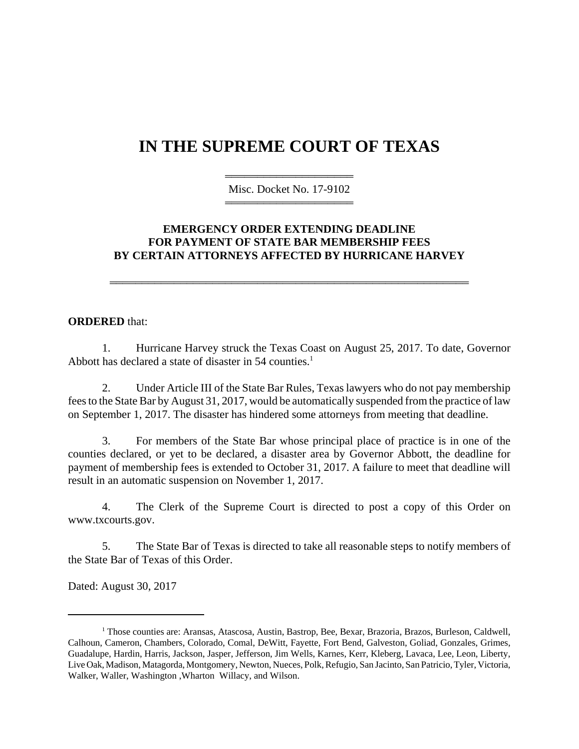# IN THE SUPREME COURT OF TEXAS

Misc. Docket No. 17-9102

### EMERGENCY ORDER EXTENDING DEADLINE FOR PAYMENT OF STATE BAR MEMBERSHIP FEES BY CERTAIN ATTORNEYS AFFECTED BY HURRICANE HARVEY

**ORDERED** that:

1. Hurricane Harvey struck the Texas Coast on August 25, 2017. To date, Governor Abbott has declared a state of disaster in 54 counties.[1]

2. Under Article III of the State Bar Rules, Texas lawyers who do not pay membership fees to the State Bar by August 31, 2017, would be automatically suspended from the practice of law on September 1, 2017. The disaster has hindered some attorneys from meeting that deadline.

3. For members of the State Bar whose principal place of practice is in one of the counties declared, or yet to be declared, a disaster area by Governor Abbott, the deadline for payment of membership fees is extended to October 31, 2017. A failure to meet that deadline will result in an automatic suspension on November 1, 2017.

4. The Clerk of the Supreme Court is directed to post a copy of this Order on www.txcourts.gov.

5. The State Bar of Texas is directed to take all reasonable steps to notify members of the State Bar of Texas of this Order.

Dated: August 30, 2017

---

[1] Those counties are: Aransas, Atascosa, Austin, Bastrop, Bee, Bexar, Brazoria, Brazos, Burleson, Caldwell, Calhoun, Cameron, Chambers, Colorado, Comal, DeWitt, Fayette, Fort Bend, Galveston, Goliad, Gonzales, Grimes, Guadalupe, Hardin, Harris, Jackson, Jasper, Jefferson, Jim Wells, Karnes, Kerr, Kleberg, Lavaca, Lee, Leon, Liberty, Live Oak, Madison, Matagorda, Montgomery, Newton, Nueces, Polk, Refugio, San Jacinto, San Patricio, Tyler, Victoria, Walker, Waller, Washington ,Wharton Willacy, and Wilson.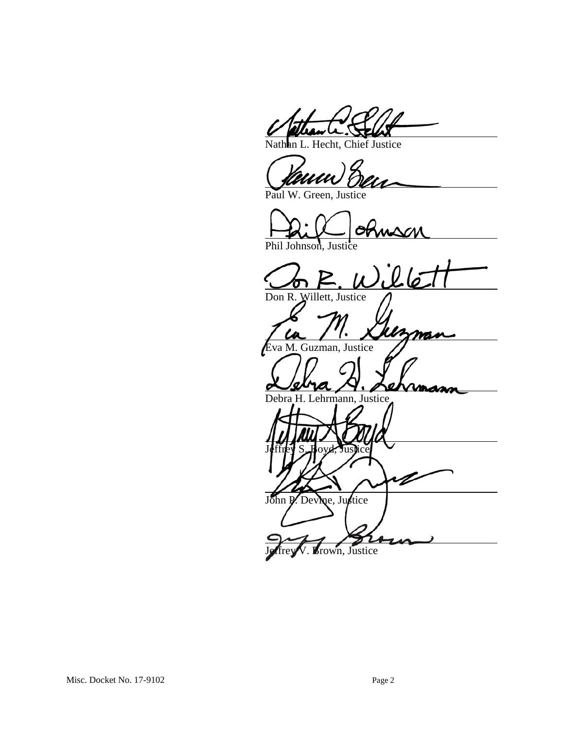\_\_\_\_\_\_\_\_\_\_\_\_\_\_\_\_\_\_\_\_\_\_\_\_\_\_\_\_\_\_\_\_\_\_\_\_\_\_\_\_\_\_\_\_
Nathan L. Hecht, Chief Justice

\_\_\_\_\_\_\_\_\_\_\_\_\_\_\_\_\_\_\_\_\_\_\_\_\_\_\_\_\_\_\_\_\_\_\_\_\_\_\_\_\_\_\_\_
Paul W. Green, Justice

\_\_\_\_\_\_\_\_\_\_\_\_\_\_\_\_\_\_\_\_\_\_\_\_\_\_\_\_\_\_\_\_\_\_\_\_\_\_\_\_\_\_\_\_
Phil Johnson, Justice

\_\_\_\_\_\_\_\_\_\_\_\_\_\_\_\_\_\_\_\_\_\_\_\_\_\_\_\_\_\_\_\_\_\_\_\_\_\_\_\_\_\_\_\_
Don R. Willett, Justice

\_\_\_\_\_\_\_\_\_\_\_\_\_\_\_\_\_\_\_\_\_\_\_\_\_\_\_\_\_\_\_\_\_\_\_\_\_\_\_\_\_\_\_\_
Eva M. Guzman, Justice

\_\_\_\_\_\_\_\_\_\_\_\_\_\_\_\_\_\_\_\_\_\_\_\_\_\_\_\_\_\_\_\_\_\_\_\_\_\_\_\_\_\_\_\_
Debra H. Lehrmann, Justice

\_\_\_\_\_\_\_\_\_\_\_\_\_\_\_\_\_\_\_\_\_\_\_\_\_\_\_\_\_\_\_\_\_\_\_\_\_\_\_\_\_\_\_\_
Jeffrey S. Boyd, Justice

\_\_\_\_\_\_\_\_\_\_\_\_\_\_\_\_\_\_\_\_\_\_\_\_\_\_\_\_\_\_\_\_\_\_\_\_\_\_\_\_\_\_\_\_
John P. Devine, Justice

\_\_\_\_\_\_\_\_\_\_\_\_\_\_\_\_\_\_\_\_\_\_\_\_\_\_\_\_\_\_\_\_\_\_\_\_\_\_\_\_\_\_\_\_
Jeffrey V. Brown, Justice

Misc. Docket No. 17-9102